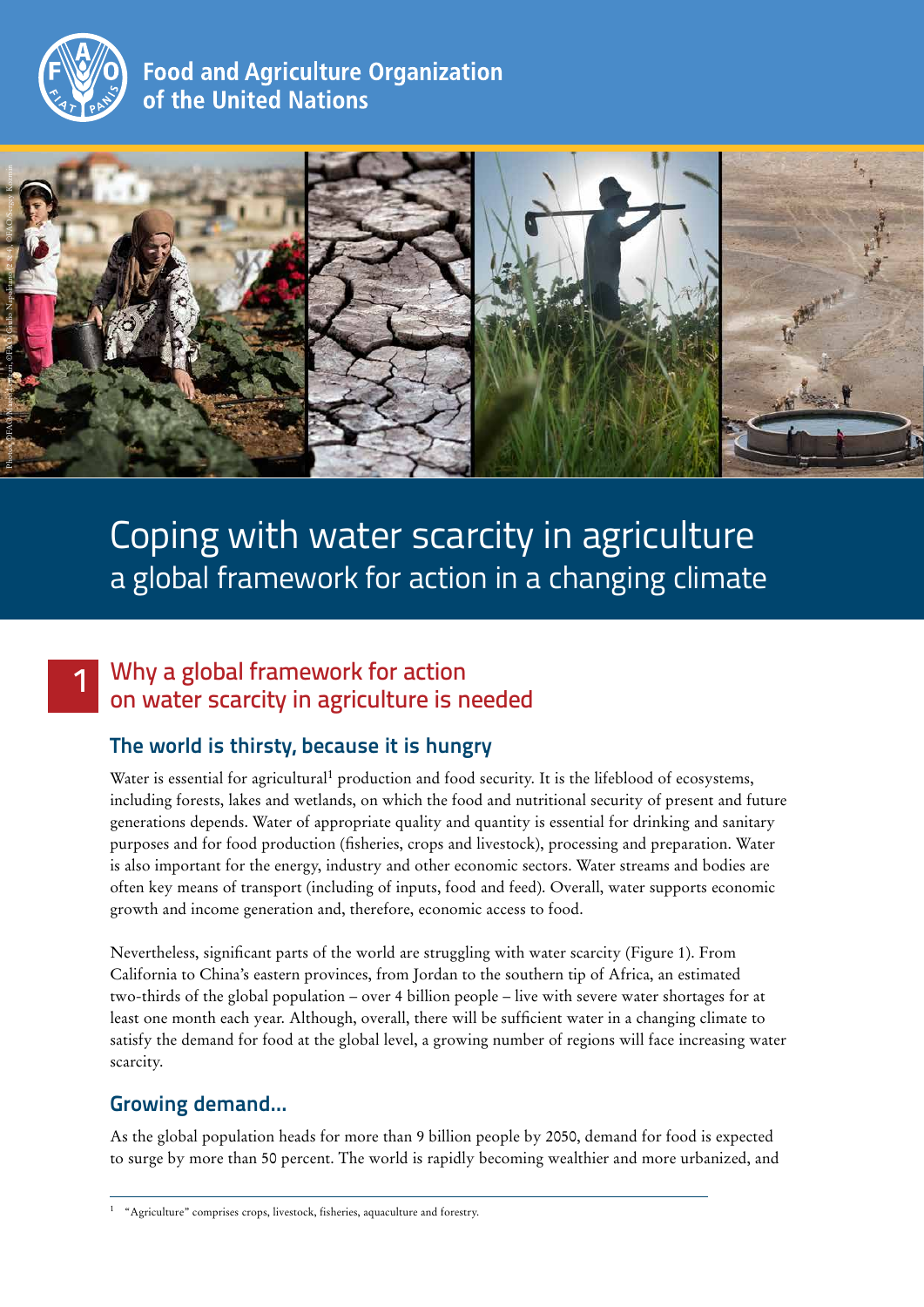Food and Agriculture Organization of the United Nations

# Coping with water scarcity in agriculture

## a global framework for action in a changing climate

## 1 Why a global framework for action on water scarcity in agriculture is needed

### The world is thirsty, because it is hungry

Water is essential for agricultural[1] production and food security. It is the lifeblood of ecosystems, including forests, lakes and wetlands, on which the food and nutritional security of present and future generations depends. Water of appropriate quality and quantity is essential for drinking and sanitary purposes and for food production (fisheries, crops and livestock), processing and preparation. Water is also important for the energy, industry and other economic sectors. Water streams and bodies are often key means of transport (including of inputs, food and feed). Overall, water supports economic growth and income generation and, therefore, economic access to food.

Nevertheless, significant parts of the world are struggling with water scarcity (Figure 1). From California to China's eastern provinces, from Jordan to the southern tip of Africa, an estimated two-thirds of the global population – over 4 billion people – live with severe water shortages for at least one month each year. Although, overall, there will be sufficient water in a changing climate to satisfy the demand for food at the global level, a growing number of regions will face increasing water scarcity.

### Growing demand...

As the global population heads for more than 9 billion people by 2050, demand for food is expected to surge by more than 50 percent. The world is rapidly becoming wealthier and more urbanized, and

---

[1] "Agriculture" comprises crops, livestock, fisheries, aquaculture and forestry.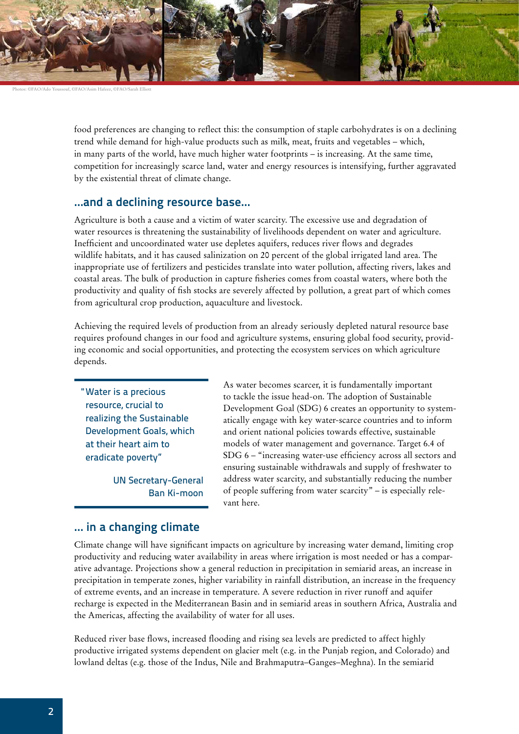Photos: ©FAO/Ado Youssouf, ©FAO/Asim Hafeez, ©FAO/Sarah Elliott

food preferences are changing to reflect this: the consumption of staple carbohydrates is on a declining trend while demand for high-value products such as milk, meat, fruits and vegetables – which, in many parts of the world, have much higher water footprints – is increasing. At the same time, competition for increasingly scarce land, water and energy resources is intensifying, further aggravated by the existential threat of climate change.

## ...and a declining resource base...

Agriculture is both a cause and a victim of water scarcity. The excessive use and degradation of water resources is threatening the sustainability of livelihoods dependent on water and agriculture. Inefficient and uncoordinated water use depletes aquifers, reduces river flows and degrades wildlife habitats, and it has caused salinization on 20 percent of the global irrigated land area. The inappropriate use of fertilizers and pesticides translate into water pollution, affecting rivers, lakes and coastal areas. The bulk of production in capture fisheries comes from coastal waters, where both the productivity and quality of fish stocks are severely affected by pollution, a great part of which comes from agricultural crop production, aquaculture and livestock.

Achieving the required levels of production from an already seriously depleted natural resource base requires profound changes in our food and agriculture systems, ensuring global food security, providing economic and social opportunities, and protecting the ecosystem services on which agriculture depends.

> "Water is a precious resource, crucial to realizing the Sustainable Development Goals, which at their heart aim to eradicate poverty"
>
> UN Secretary-General Ban Ki-moon

As water becomes scarcer, it is fundamentally important to tackle the issue head-on. The adoption of Sustainable Development Goal (SDG) 6 creates an opportunity to systematically engage with key water-scarce countries and to inform and orient national policies towards effective, sustainable models of water management and governance. Target 6.4 of SDG 6 – "increasing water-use efficiency across all sectors and ensuring sustainable withdrawals and supply of freshwater to address water scarcity, and substantially reducing the number of people suffering from water scarcity" – is especially relevant here.

## ... in a changing climate

Climate change will have significant impacts on agriculture by increasing water demand, limiting crop productivity and reducing water availability in areas where irrigation is most needed or has a comparative advantage. Projections show a general reduction in precipitation in semiarid areas, an increase in precipitation in temperate zones, higher variability in rainfall distribution, an increase in the frequency of extreme events, and an increase in temperature. A severe reduction in river runoff and aquifer recharge is expected in the Mediterranean Basin and in semiarid areas in southern Africa, Australia and the Americas, affecting the availability of water for all uses.

Reduced river base flows, increased flooding and rising sea levels are predicted to affect highly productive irrigated systems dependent on glacier melt (e.g. in the Punjab region, and Colorado) and lowland deltas (e.g. those of the Indus, Nile and Brahmaputra–Ganges–Meghna). In the semiarid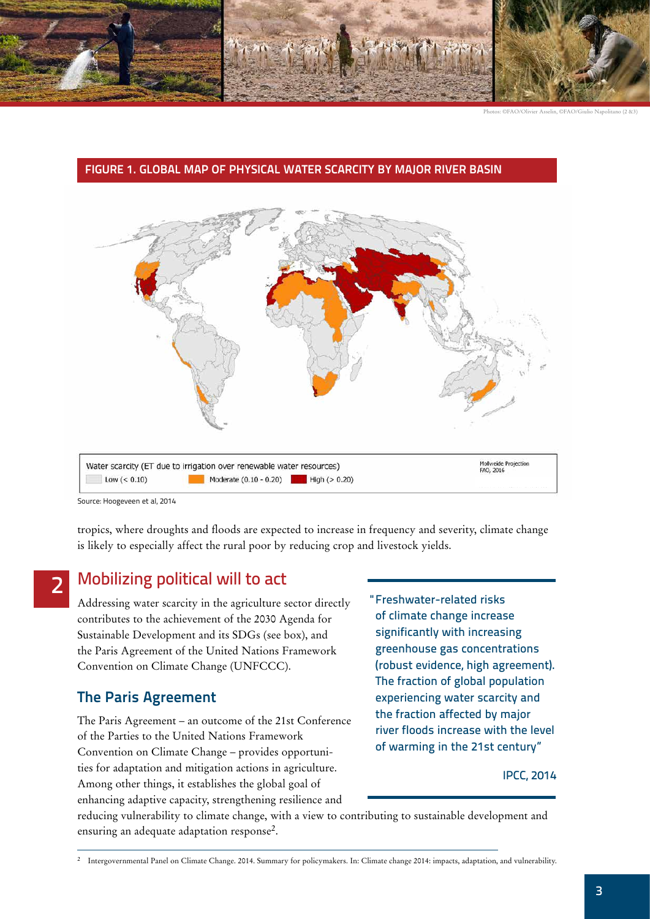Photos: ©FAO/Olivier Asselin, ©FAO/Giulio Napolitano (2 &3)

**FIGURE 1. GLOBAL MAP OF PHYSICAL WATER SCARCITY BY MAJOR RIVER BASIN**

Water scarcity (ET due to irrigation over renewable water resources)
Low (< 0.10) | Moderate (0.10 - 0.20) | High (> 0.20)

Mollweide Projection
FAO, 2016

Source: Hoogeveen et al, 2014

tropics, where droughts and floods are expected to increase in frequency and severity, climate change is likely to especially affect the rural poor by reducing crop and livestock yields.

## 2 Mobilizing political will to act

Addressing water scarcity in the agriculture sector directly contributes to the achievement of the 2030 Agenda for Sustainable Development and its SDGs (see box), and the Paris Agreement of the United Nations Framework Convention on Climate Change (UNFCCC).

> "Freshwater-related risks of climate change increase significantly with increasing greenhouse gas concentrations (robust evidence, high agreement). The fraction of global population experiencing water scarcity and the fraction affected by major river floods increase with the level of warming in the 21st century"
>
> IPCC, 2014

### The Paris Agreement

The Paris Agreement – an outcome of the 21st Conference of the Parties to the United Nations Framework Convention on Climate Change – provides opportunities for adaptation and mitigation actions in agriculture. Among other things, it establishes the global goal of enhancing adaptive capacity, strengthening resilience and reducing vulnerability to climate change, with a view to contributing to sustainable development and ensuring an adequate adaptation response[2].

[2] Intergovernmental Panel on Climate Change. 2014. Summary for policymakers. In: Climate change 2014: impacts, adaptation, and vulnerability.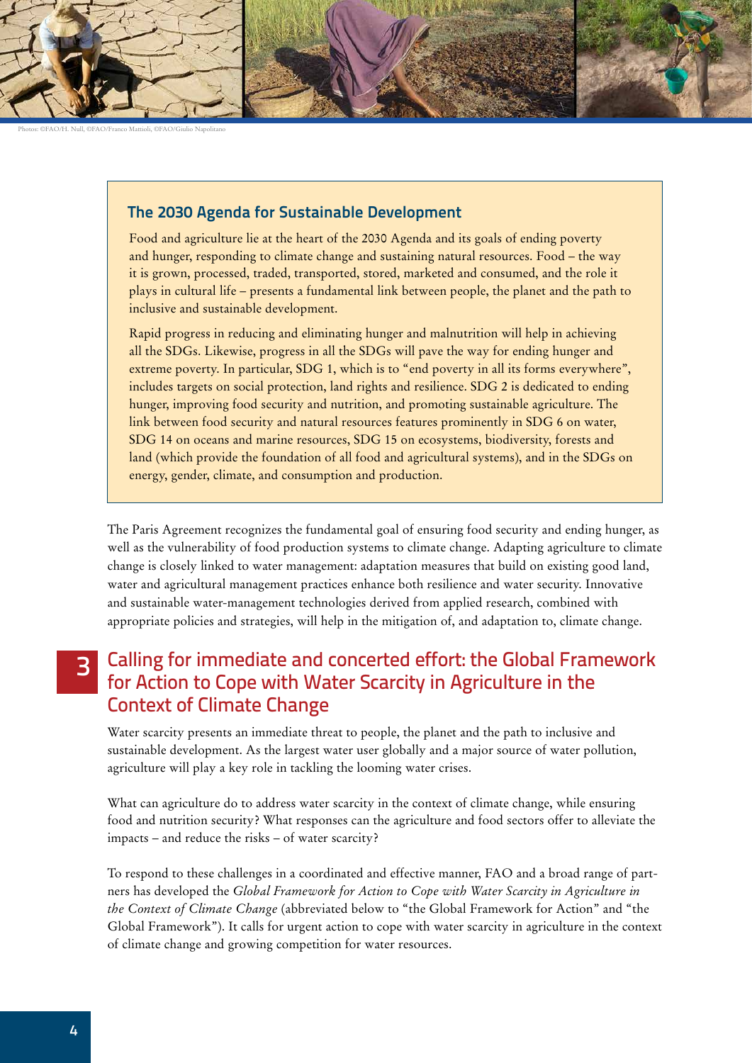Photos: ©FAO/H. Null, ©FAO/Franco Mattioli, ©FAO/Giulio Napolitano

### The 2030 Agenda for Sustainable Development

Food and agriculture lie at the heart of the 2030 Agenda and its goals of ending poverty and hunger, responding to climate change and sustaining natural resources. Food – the way it is grown, processed, traded, transported, stored, marketed and consumed, and the role it plays in cultural life – presents a fundamental link between people, the planet and the path to inclusive and sustainable development.

Rapid progress in reducing and eliminating hunger and malnutrition will help in achieving all the SDGs. Likewise, progress in all the SDGs will pave the way for ending hunger and extreme poverty. In particular, SDG 1, which is to "end poverty in all its forms everywhere", includes targets on social protection, land rights and resilience. SDG 2 is dedicated to ending hunger, improving food security and nutrition, and promoting sustainable agriculture. The link between food security and natural resources features prominently in SDG 6 on water, SDG 14 on oceans and marine resources, SDG 15 on ecosystems, biodiversity, forests and land (which provide the foundation of all food and agricultural systems), and in the SDGs on energy, gender, climate, and consumption and production.

The Paris Agreement recognizes the fundamental goal of ensuring food security and ending hunger, as well as the vulnerability of food production systems to climate change. Adapting agriculture to climate change is closely linked to water management: adaptation measures that build on existing good land, water and agricultural management practices enhance both resilience and water security. Innovative and sustainable water-management technologies derived from applied research, combined with appropriate policies and strategies, will help in the mitigation of, and adaptation to, climate change.

## 3 Calling for immediate and concerted effort: the Global Framework for Action to Cope with Water Scarcity in Agriculture in the Context of Climate Change

Water scarcity presents an immediate threat to people, the planet and the path to inclusive and sustainable development. As the largest water user globally and a major source of water pollution, agriculture will play a key role in tackling the looming water crises.

What can agriculture do to address water scarcity in the context of climate change, while ensuring food and nutrition security? What responses can the agriculture and food sectors offer to alleviate the impacts – and reduce the risks – of water scarcity?

To respond to these challenges in a coordinated and effective manner, FAO and a broad range of partners has developed the *Global Framework for Action to Cope with Water Scarcity in Agriculture in the Context of Climate Change* (abbreviated below to "the Global Framework for Action" and "the Global Framework"). It calls for urgent action to cope with water scarcity in agriculture in the context of climate change and growing competition for water resources.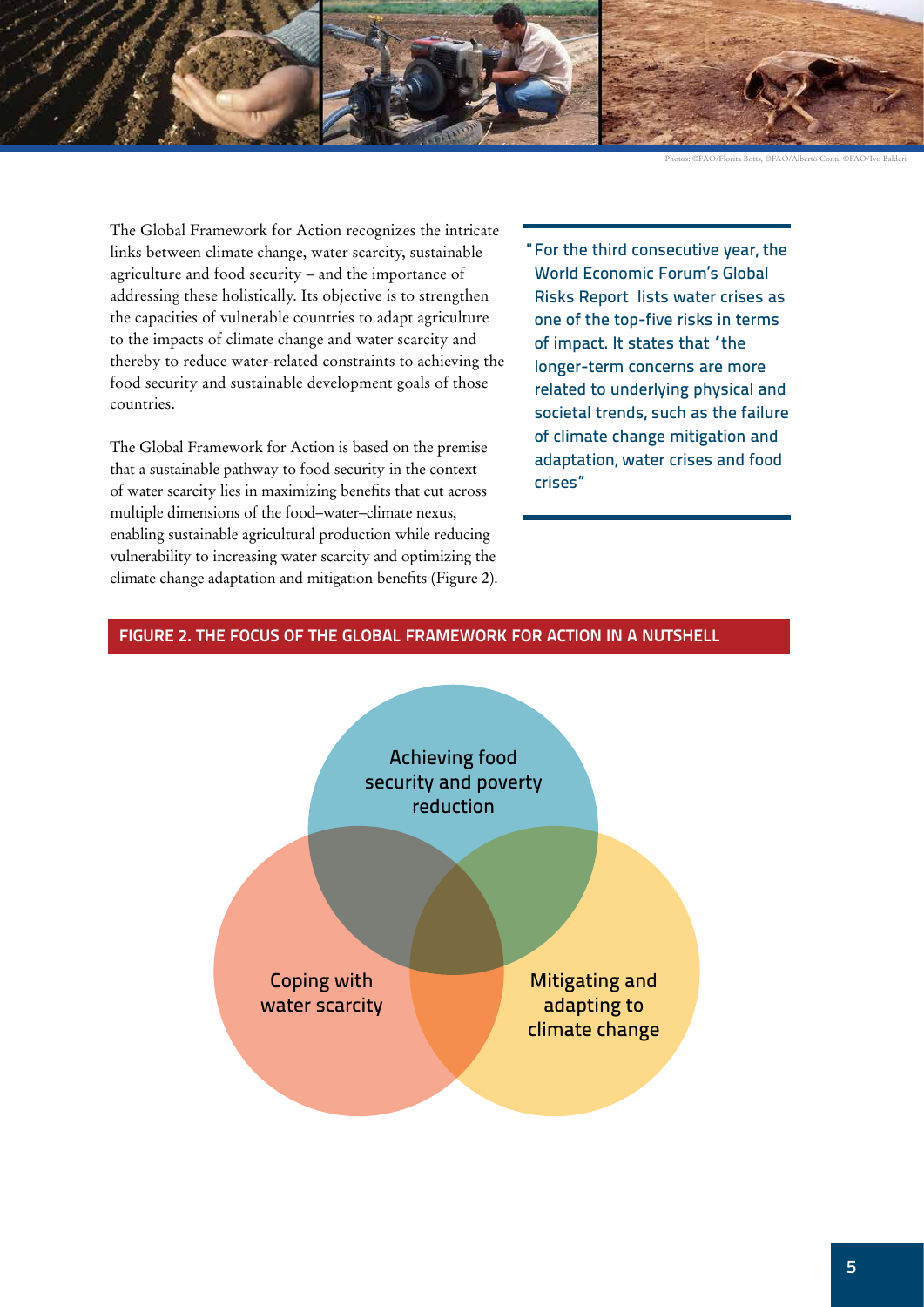Photos: ©FAO/Florita Botts, ©FAO/Alberto Conti, ©FAO/Ivo Balderi

The Global Framework for Action recognizes the intricate links between climate change, water scarcity, sustainable agriculture and food security – and the importance of addressing these holistically. Its objective is to strengthen the capacities of vulnerable countries to adapt agriculture to the impacts of climate change and water scarcity and thereby to reduce water-related constraints to achieving the food security and sustainable development goals of those countries.

The Global Framework for Action is based on the premise that a sustainable pathway to food security in the context of water scarcity lies in maximizing benefits that cut across multiple dimensions of the food–water–climate nexus, enabling sustainable agricultural production while reducing vulnerability to increasing water scarcity and optimizing the climate change adaptation and mitigation benefits (Figure 2).

> "For the third consecutive year, the World Economic Forum's Global Risks Report lists water crises as one of the top-five risks in terms of impact. It states that 'the longer-term concerns are more related to underlying physical and societal trends, such as the failure of climate change mitigation and adaptation, water crises and food crises"

**FIGURE 2. THE FOCUS OF THE GLOBAL FRAMEWORK FOR ACTION IN A NUTSHELL**

Achieving food security and poverty reduction

Coping with water scarcity

Mitigating and adapting to climate change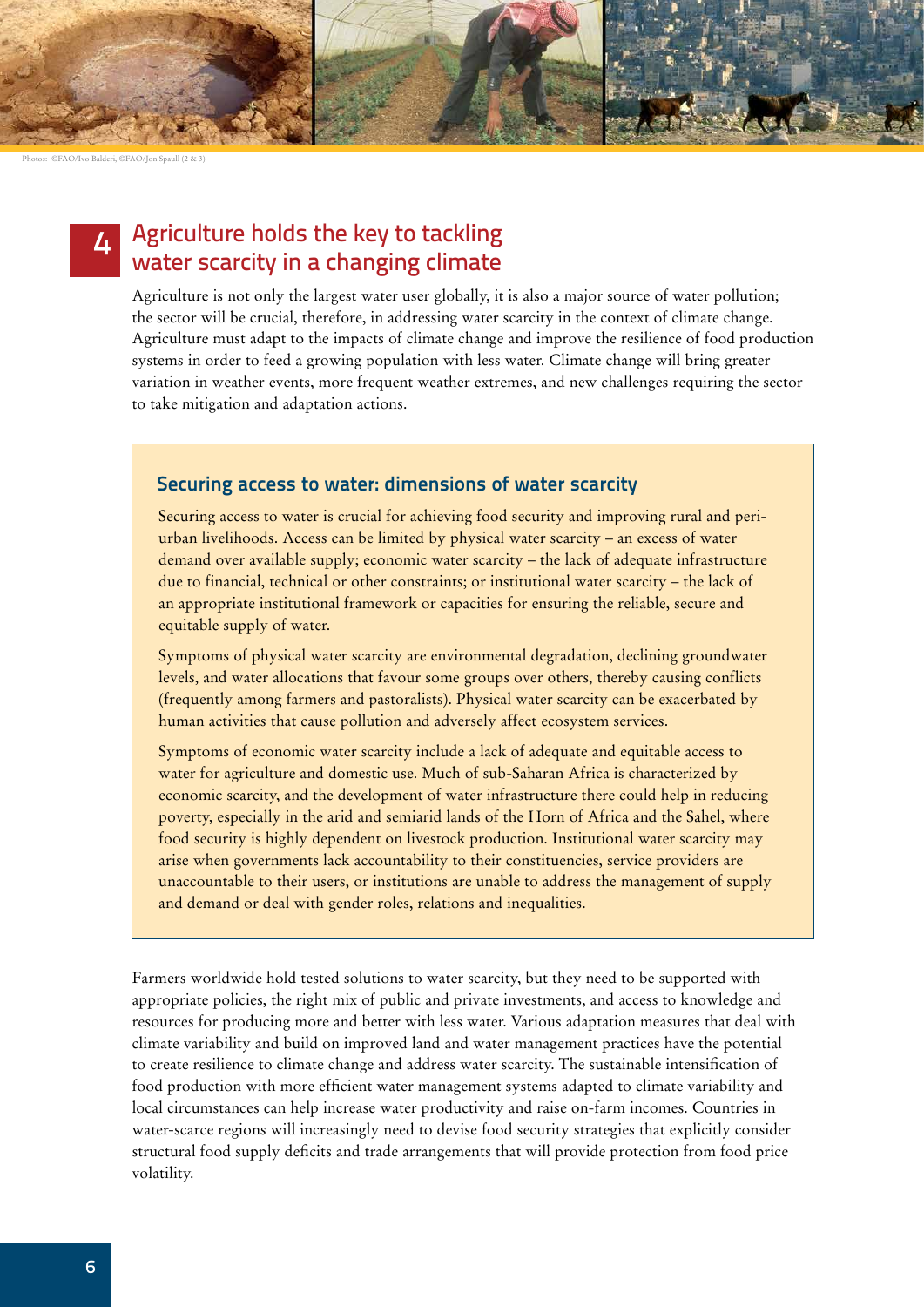Photos: ©FAO/Ivo Balderi, ©FAO/Jon Spaull (2 & 3)

## 4 Agriculture holds the key to tackling water scarcity in a changing climate

Agriculture is not only the largest water user globally, it is also a major source of water pollution; the sector will be crucial, therefore, in addressing water scarcity in the context of climate change. Agriculture must adapt to the impacts of climate change and improve the resilience of food production systems in order to feed a growing population with less water. Climate change will bring greater variation in weather events, more frequent weather extremes, and new challenges requiring the sector to take mitigation and adaptation actions.

### Securing access to water: dimensions of water scarcity

Securing access to water is crucial for achieving food security and improving rural and peri-urban livelihoods. Access can be limited by physical water scarcity – an excess of water demand over available supply; economic water scarcity – the lack of adequate infrastructure due to financial, technical or other constraints; or institutional water scarcity – the lack of an appropriate institutional framework or capacities for ensuring the reliable, secure and equitable supply of water.

Symptoms of physical water scarcity are environmental degradation, declining groundwater levels, and water allocations that favour some groups over others, thereby causing conflicts (frequently among farmers and pastoralists). Physical water scarcity can be exacerbated by human activities that cause pollution and adversely affect ecosystem services.

Symptoms of economic water scarcity include a lack of adequate and equitable access to water for agriculture and domestic use. Much of sub-Saharan Africa is characterized by economic scarcity, and the development of water infrastructure there could help in reducing poverty, especially in the arid and semiarid lands of the Horn of Africa and the Sahel, where food security is highly dependent on livestock production. Institutional water scarcity may arise when governments lack accountability to their constituencies, service providers are unaccountable to their users, or institutions are unable to address the management of supply and demand or deal with gender roles, relations and inequalities.

Farmers worldwide hold tested solutions to water scarcity, but they need to be supported with appropriate policies, the right mix of public and private investments, and access to knowledge and resources for producing more and better with less water. Various adaptation measures that deal with climate variability and build on improved land and water management practices have the potential to create resilience to climate change and address water scarcity. The sustainable intensification of food production with more efficient water management systems adapted to climate variability and local circumstances can help increase water productivity and raise on-farm incomes. Countries in water-scarce regions will increasingly need to devise food security strategies that explicitly consider structural food supply deficits and trade arrangements that will provide protection from food price volatility.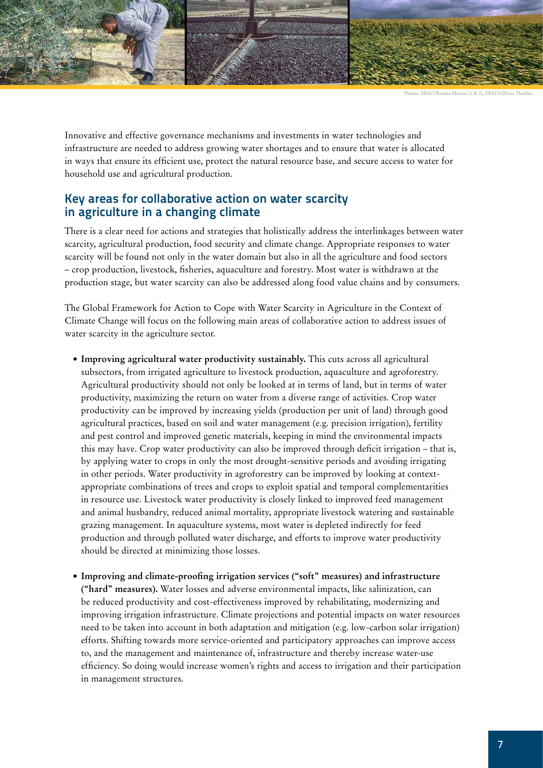Photos: ©FAO/Rosetta Messori (1 & 2), ©FAO/Olivier Thuillier

Innovative and effective governance mechanisms and investments in water technologies and infrastructure are needed to address growing water shortages and to ensure that water is allocated in ways that ensure its efficient use, protect the natural resource base, and secure access to water for household use and agricultural production.

## Key areas for collaborative action on water scarcity in agriculture in a changing climate

There is a clear need for actions and strategies that holistically address the interlinkages between water scarcity, agricultural production, food security and climate change. Appropriate responses to water scarcity will be found not only in the water domain but also in all the agriculture and food sectors – crop production, livestock, fisheries, aquaculture and forestry. Most water is withdrawn at the production stage, but water scarcity can also be addressed along food value chains and by consumers.

The Global Framework for Action to Cope with Water Scarcity in Agriculture in the Context of Climate Change will focus on the following main areas of collaborative action to address issues of water scarcity in the agriculture sector.

- **Improving agricultural water productivity sustainably.** This cuts across all agricultural subsectors, from irrigated agriculture to livestock production, aquaculture and agroforestry. Agricultural productivity should not only be looked at in terms of land, but in terms of water productivity, maximizing the return on water from a diverse range of activities. Crop water productivity can be improved by increasing yields (production per unit of land) through good agricultural practices, based on soil and water management (e.g. precision irrigation), fertility and pest control and improved genetic materials, keeping in mind the environmental impacts this may have. Crop water productivity can also be improved through deficit irrigation – that is, by applying water to crops in only the most drought-sensitive periods and avoiding irrigating in other periods. Water productivity in agroforestry can be improved by looking at context-appropriate combinations of trees and crops to exploit spatial and temporal complementarities in resource use. Livestock water productivity is closely linked to improved feed management and animal husbandry, reduced animal mortality, appropriate livestock watering and sustainable grazing management. In aquaculture systems, most water is depleted indirectly for feed production and through polluted water discharge, and efforts to improve water productivity should be directed at minimizing those losses.

- **Improving and climate-proofing irrigation services ("soft" measures) and infrastructure ("hard" measures).** Water losses and adverse environmental impacts, like salinization, can be reduced productivity and cost-effectiveness improved by rehabilitating, modernizing and improving irrigation infrastructure. Climate projections and potential impacts on water resources need to be taken into account in both adaptation and mitigation (e.g. low-carbon solar irrigation) efforts. Shifting towards more service-oriented and participatory approaches can improve access to, and the management and maintenance of, infrastructure and thereby increase water-use efficiency. So doing would increase women's rights and access to irrigation and their participation in management structures.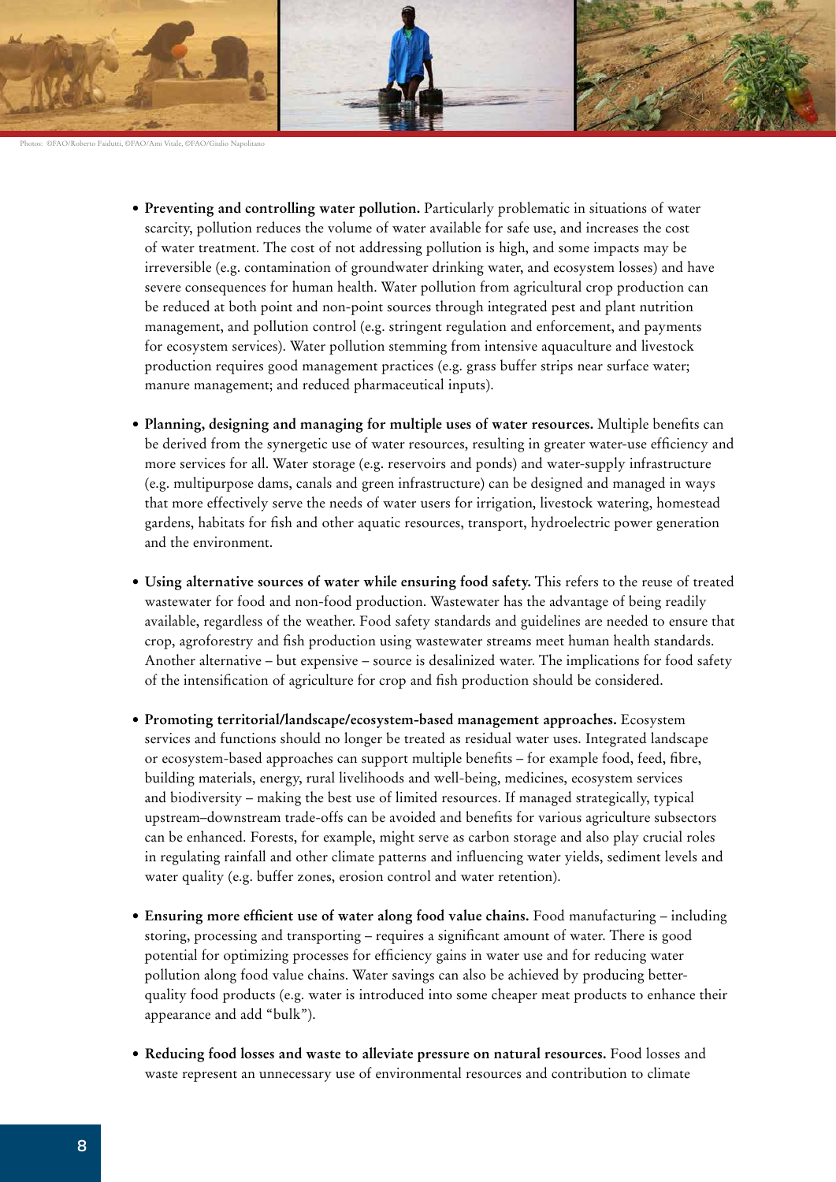Photos: ©FAO/Roberto Faidutti, ©FAO/Ami Vitale, ©FAO/Giulio Napolitano

- **Preventing and controlling water pollution.** Particularly problematic in situations of water scarcity, pollution reduces the volume of water available for safe use, and increases the cost of water treatment. The cost of not addressing pollution is high, and some impacts may be irreversible (e.g. contamination of groundwater drinking water, and ecosystem losses) and have severe consequences for human health. Water pollution from agricultural crop production can be reduced at both point and non-point sources through integrated pest and plant nutrition management, and pollution control (e.g. stringent regulation and enforcement, and payments for ecosystem services). Water pollution stemming from intensive aquaculture and livestock production requires good management practices (e.g. grass buffer strips near surface water; manure management; and reduced pharmaceutical inputs).

- **Planning, designing and managing for multiple uses of water resources.** Multiple benefits can be derived from the synergetic use of water resources, resulting in greater water-use efficiency and more services for all. Water storage (e.g. reservoirs and ponds) and water-supply infrastructure (e.g. multipurpose dams, canals and green infrastructure) can be designed and managed in ways that more effectively serve the needs of water users for irrigation, livestock watering, homestead gardens, habitats for fish and other aquatic resources, transport, hydroelectric power generation and the environment.

- **Using alternative sources of water while ensuring food safety.** This refers to the reuse of treated wastewater for food and non-food production. Wastewater has the advantage of being readily available, regardless of the weather. Food safety standards and guidelines are needed to ensure that crop, agroforestry and fish production using wastewater streams meet human health standards. Another alternative – but expensive – source is desalinized water. The implications for food safety of the intensification of agriculture for crop and fish production should be considered.

- **Promoting territorial/landscape/ecosystem-based management approaches.** Ecosystem services and functions should no longer be treated as residual water uses. Integrated landscape or ecosystem-based approaches can support multiple benefits – for example food, feed, fibre, building materials, energy, rural livelihoods and well-being, medicines, ecosystem services and biodiversity – making the best use of limited resources. If managed strategically, typical upstream–downstream trade-offs can be avoided and benefits for various agriculture subsectors can be enhanced. Forests, for example, might serve as carbon storage and also play crucial roles in regulating rainfall and other climate patterns and influencing water yields, sediment levels and water quality (e.g. buffer zones, erosion control and water retention).

- **Ensuring more efficient use of water along food value chains.** Food manufacturing – including storing, processing and transporting – requires a significant amount of water. There is good potential for optimizing processes for efficiency gains in water use and for reducing water pollution along food value chains. Water savings can also be achieved by producing better-quality food products (e.g. water is introduced into some cheaper meat products to enhance their appearance and add "bulk").

- **Reducing food losses and waste to alleviate pressure on natural resources.** Food losses and waste represent an unnecessary use of environmental resources and contribution to climate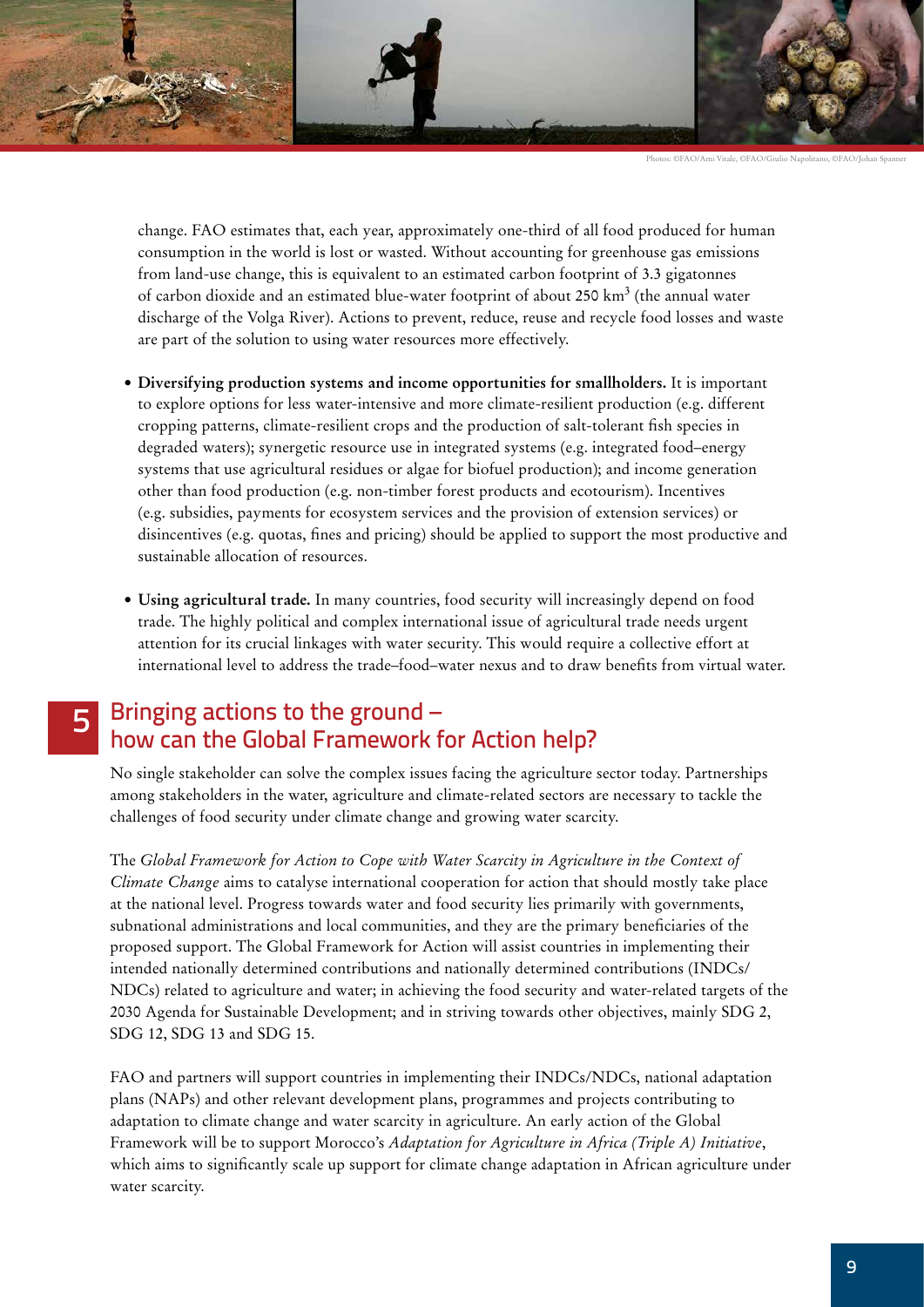Photos: ©FAO/Ami Vitale, ©FAO/Giulio Napolitano, ©FAO/Johan Spanner

change. FAO estimates that, each year, approximately one-third of all food produced for human consumption in the world is lost or wasted. Without accounting for greenhouse gas emissions from land-use change, this is equivalent to an estimated carbon footprint of 3.3 gigatonnes of carbon dioxide and an estimated blue-water footprint of about 250 $km^3$ (the annual water discharge of the Volga River). Actions to prevent, reduce, reuse and recycle food losses and waste are part of the solution to using water resources more effectively.

- **Diversifying production systems and income opportunities for smallholders.** It is important to explore options for less water-intensive and more climate-resilient production (e.g. different cropping patterns, climate-resilient crops and the production of salt-tolerant fish species in degraded waters); synergetic resource use in integrated systems (e.g. integrated food–energy systems that use agricultural residues or algae for biofuel production); and income generation other than food production (e.g. non-timber forest products and ecotourism). Incentives (e.g. subsidies, payments for ecosystem services and the provision of extension services) or disincentives (e.g. quotas, fines and pricing) should be applied to support the most productive and sustainable allocation of resources.

- **Using agricultural trade.** In many countries, food security will increasingly depend on food trade. The highly political and complex international issue of agricultural trade needs urgent attention for its crucial linkages with water security. This would require a collective effort at international level to address the trade–food–water nexus and to draw benefits from virtual water.

## 5 Bringing actions to the ground – how can the Global Framework for Action help?

No single stakeholder can solve the complex issues facing the agriculture sector today. Partnerships among stakeholders in the water, agriculture and climate-related sectors are necessary to tackle the challenges of food security under climate change and growing water scarcity.

The *Global Framework for Action to Cope with Water Scarcity in Agriculture in the Context of Climate Change* aims to catalyse international cooperation for action that should mostly take place at the national level. Progress towards water and food security lies primarily with governments, subnational administrations and local communities, and they are the primary beneficiaries of the proposed support. The Global Framework for Action will assist countries in implementing their intended nationally determined contributions and nationally determined contributions (INDCs/NDCs) related to agriculture and water; in achieving the food security and water-related targets of the 2030 Agenda for Sustainable Development; and in striving towards other objectives, mainly SDG 2, SDG 12, SDG 13 and SDG 15.

FAO and partners will support countries in implementing their INDCs/NDCs, national adaptation plans (NAPs) and other relevant development plans, programmes and projects contributing to adaptation to climate change and water scarcity in agriculture. An early action of the Global Framework will be to support Morocco's *Adaptation for Agriculture in Africa (Triple A) Initiative*, which aims to significantly scale up support for climate change adaptation in African agriculture under water scarcity.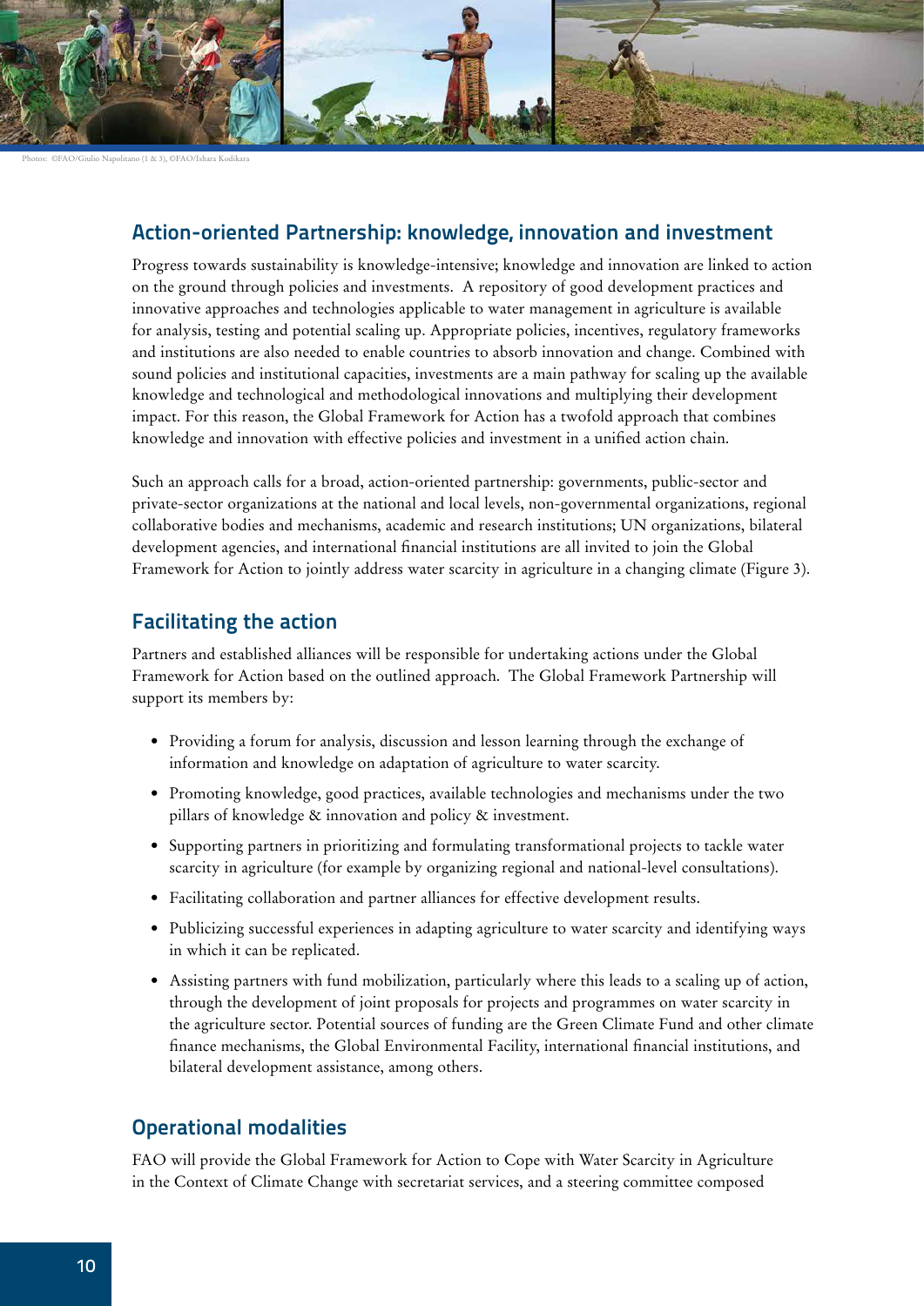Photos: ©FAO/Giulio Napolitano (1 & 3), ©FAO/Ishara Kodikara

## Action-oriented Partnership: knowledge, innovation and investment

Progress towards sustainability is knowledge-intensive; knowledge and innovation are linked to action on the ground through policies and investments. A repository of good development practices and innovative approaches and technologies applicable to water management in agriculture is available for analysis, testing and potential scaling up. Appropriate policies, incentives, regulatory frameworks and institutions are also needed to enable countries to absorb innovation and change. Combined with sound policies and institutional capacities, investments are a main pathway for scaling up the available knowledge and technological and methodological innovations and multiplying their development impact. For this reason, the Global Framework for Action has a twofold approach that combines knowledge and innovation with effective policies and investment in a unified action chain.

Such an approach calls for a broad, action-oriented partnership: governments, public-sector and private-sector organizations at the national and local levels, non-governmental organizations, regional collaborative bodies and mechanisms, academic and research institutions; UN organizations, bilateral development agencies, and international financial institutions are all invited to join the Global Framework for Action to jointly address water scarcity in agriculture in a changing climate (Figure 3).

## Facilitating the action

Partners and established alliances will be responsible for undertaking actions under the Global Framework for Action based on the outlined approach. The Global Framework Partnership will support its members by:

- Providing a forum for analysis, discussion and lesson learning through the exchange of information and knowledge on adaptation of agriculture to water scarcity.
- Promoting knowledge, good practices, available technologies and mechanisms under the two pillars of knowledge & innovation and policy & investment.
- Supporting partners in prioritizing and formulating transformational projects to tackle water scarcity in agriculture (for example by organizing regional and national-level consultations).
- Facilitating collaboration and partner alliances for effective development results.
- Publicizing successful experiences in adapting agriculture to water scarcity and identifying ways in which it can be replicated.
- Assisting partners with fund mobilization, particularly where this leads to a scaling up of action, through the development of joint proposals for projects and programmes on water scarcity in the agriculture sector. Potential sources of funding are the Green Climate Fund and other climate finance mechanisms, the Global Environmental Facility, international financial institutions, and bilateral development assistance, among others.

## Operational modalities

FAO will provide the Global Framework for Action to Cope with Water Scarcity in Agriculture in the Context of Climate Change with secretariat services, and a steering committee composed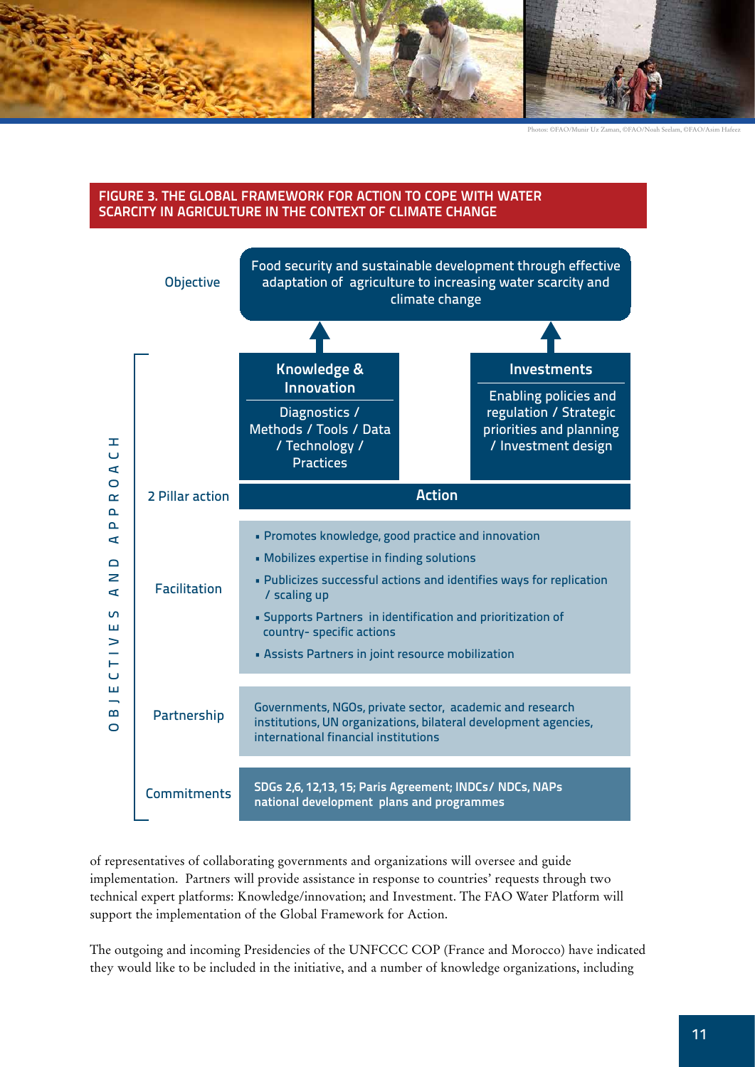Photos: ©FAO/Munir Uz Zaman, ©FAO/Noah Seelam, ©FAO/Asim Hafeez

**FIGURE 3. THE GLOBAL FRAMEWORK FOR ACTION TO COPE WITH WATER SCARCITY IN AGRICULTURE IN THE CONTEXT OF CLIMATE CHANGE**

OBJECTIVES AND APPROACH

**Objective**

Food security and sustainable development through effective adaptation of agriculture to increasing water scarcity and climate change

**2 Pillar action**

| Knowledge & Innovation | Investments |
|---|---|
| Diagnostics / Methods / Tools / Data / Technology / Practices | Enabling policies and regulation / Strategic priorities and planning / Investment design |

**Action**

**Facilitation**

- Promotes knowledge, good practice and innovation
- Mobilizes expertise in finding solutions
- Publicizes successful actions and identifies ways for replication / scaling up
- Supports Partners in identification and prioritization of country- specific actions
- Assists Partners in joint resource mobilization

**Partnership**

Governments, NGOs, private sector, academic and research institutions, UN organizations, bilateral development agencies, international financial institutions

**Commitments**

SDGs 2,6, 12,13, 15; Paris Agreement; INDCs/ NDCs, NAPs national development plans and programmes

of representatives of collaborating governments and organizations will oversee and guide implementation. Partners will provide assistance in response to countries' requests through two technical expert platforms: Knowledge/innovation; and Investment. The FAO Water Platform will support the implementation of the Global Framework for Action.

The outgoing and incoming Presidencies of the UNFCCC COP (France and Morocco) have indicated they would like to be included in the initiative, and a number of knowledge organizations, including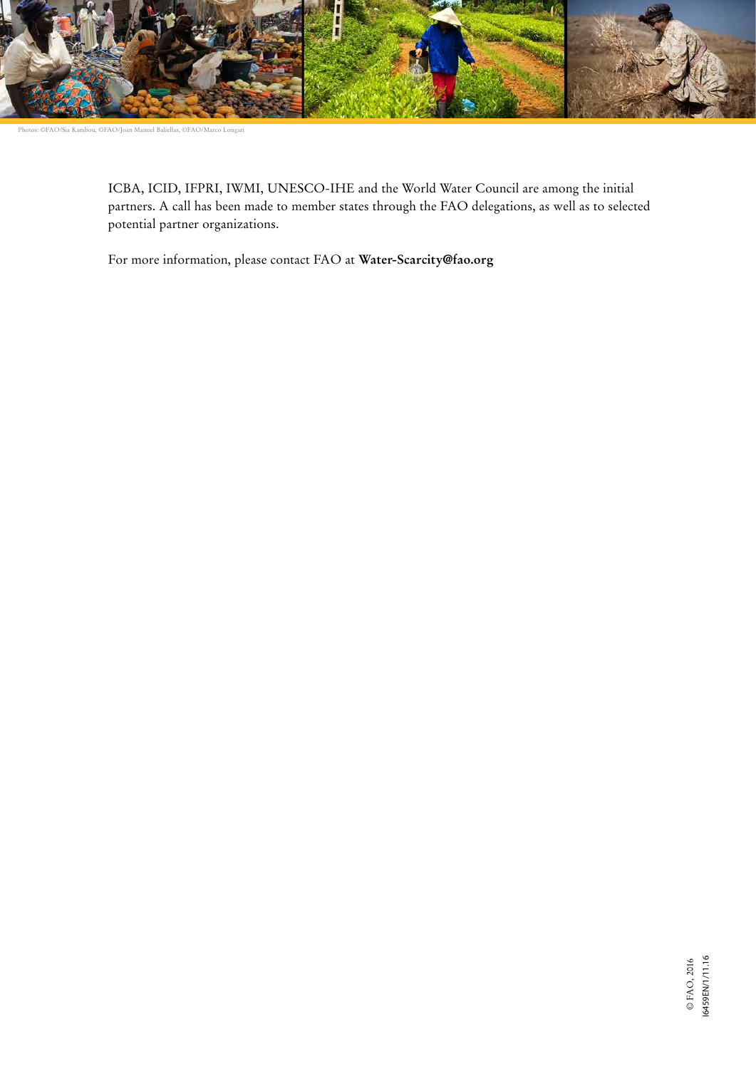Photos: ©FAO/Sia Kambou, ©FAO/Joan Manuel Baliellas, ©FAO/Marco Longari

ICBA, ICID, IFPRI, IWMI, UNESCO-IHE and the World Water Council are among the initial partners. A call has been made to member states through the FAO delegations, as well as to selected potential partner organizations.

For more information, please contact FAO at **Water-Scarcity@fao.org**

© FAO, 2016
I6459EN/1/11.16